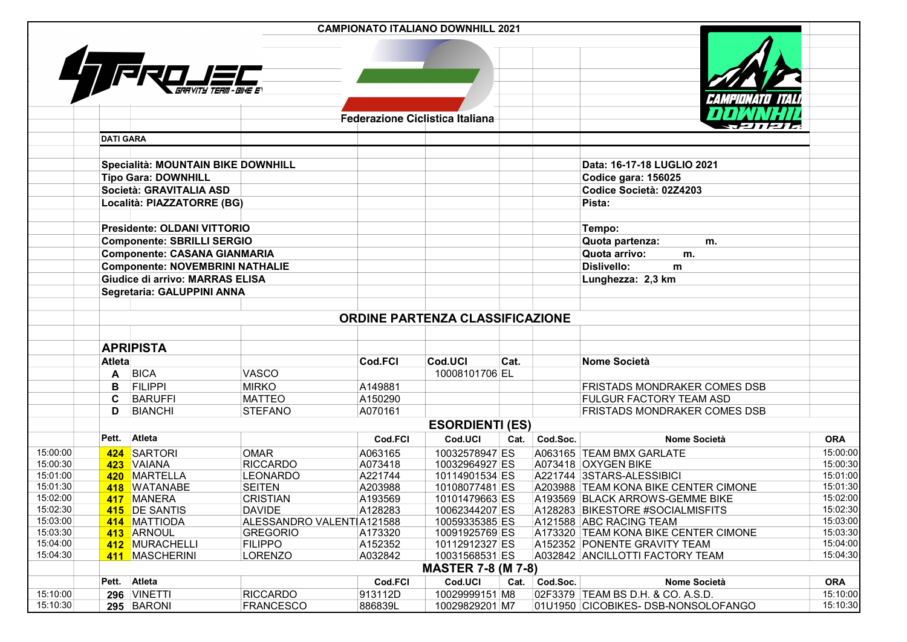# CAMPIONATO ITALIANO DOWNHILL 2021

Federazione Ciclistica Italiana

**DATI GARA**

**Specialità: MOUNTAIN BIKE DOWNHILL**
**Tipo Gara: DOWNHILL**
**Società: GRAVITALIA ASD**
**Località: PIAZZATORRE (BG)**

**Data: 16-17-18 LUGLIO 2021**
**Codice gara: 156025**
**Codice Società: 02Z4203**
**Pista:**

**Presidente: OLDANI VITTORIO**
**Componente: SBRILLI SERGIO**
**Componente: CASANA GIANMARIA**
**Componente: NOVEMBRINI NATHALIE**
**Giudice di arrivo: MARRAS ELISA**
**Segretaria: GALUPPINI ANNA**

**Tempo:**
**Quota partenza: m.**
**Quota arrivo: m.**
**Dislivello: m**
**Lunghezza: 2,3 km**

## ORDINE PARTENZA CLASSIFICAZIONE

### APRIPISTA

| Atleta | | | Cod.FCI | Cod.UCI | Cat. | Nome Società |
|---|---|---|---|---|---|---|
| A | BICA | VASCO | | 10008101706 | EL | |
| B | FILIPPI | MIRKO | A149881 | | | FRISTADS MONDRAKER COMES DSB |
| C | BARUFFI | MATTEO | A150290 | | | FULGUR FACTORY TEAM ASD |
| D | BIANCHI | STEFANO | A070161 | | | FRISTADS MONDRAKER COMES DSB |

### ESORDIENTI (ES)

| | Pett. | Atleta | | Cod.FCI | Cod.UCI | Cat. | Cod.Soc. | Nome Società | ORA |
|---|---|---|---|---|---|---|---|---|---|
| 15:00:00 | 424 | SARTORI | OMAR | A063165 | 10032578947 | ES | A063165 | TEAM BMX GARLATE | 15:00:00 |
| 15:00:30 | 423 | VAIANA | RICCARDO | A073418 | 10032964927 | ES | A073418 | OXYGEN BIKE | 15:00:30 |
| 15:01:00 | 420 | MARTELLA | LEONARDO | A221744 | 10114901534 | ES | A221744 | 3STARS-ALESSIBICI | 15:01:00 |
| 15:01:30 | 418 | WATANABE | SEITEN | A203988 | 10108077481 | ES | A203988 | TEAM KONA BIKE CENTER CIMONE | 15:01:30 |
| 15:02:00 | 417 | MANERA | CRISTIAN | A193569 | 10101479663 | ES | A193569 | BLACK ARROWS-GEMME BIKE | 15:02:00 |
| 15:02:30 | 415 | DE SANTIS | DAVIDE | A128283 | 10062344207 | ES | A128283 | BIKESTORE #SOCIALMISFITS | 15:02:30 |
| 15:03:00 | 414 | MATTIODA | ALESSANDRO VALENTI | A121588 | 10059335385 | ES | A121588 | ABC RACING TEAM | 15:03:00 |
| 15:03:30 | 413 | ARNOUL | GREGORIO | A173320 | 10091925769 | ES | A173320 | TEAM KONA BIKE CENTER CIMONE | 15:03:30 |
| 15:04:00 | 412 | MURACHELLI | FILIPPO | A152352 | 10112912327 | ES | A152352 | PONENTE GRAVITY TEAM | 15:04:00 |
| 15:04:30 | 411 | MASCHERINI | LORENZO | A032842 | 10031568531 | ES | A032842 | ANCILLOTTI FACTORY TEAM | 15:04:30 |

### MASTER 7-8 (M 7-8)

| | Pett. | Atleta | | Cod.FCI | Cod.UCI | Cat. | Cod.Soc. | Nome Società | ORA |
|---|---|---|---|---|---|---|---|---|---|
| 15:10:00 | 296 | VINETTI | RICCARDO | 913112D | 10029999151 | M8 | 02F3379 | TEAM BS D.H. & CO. A.S.D. | 15:10:00 |
| 15:10:30 | 295 | BARONI | FRANCESCO | 886839L | 10029829201 | M7 | 01U1950 | CICOBIKES- DSB-NONSOLOFANGO | 15:10:30 |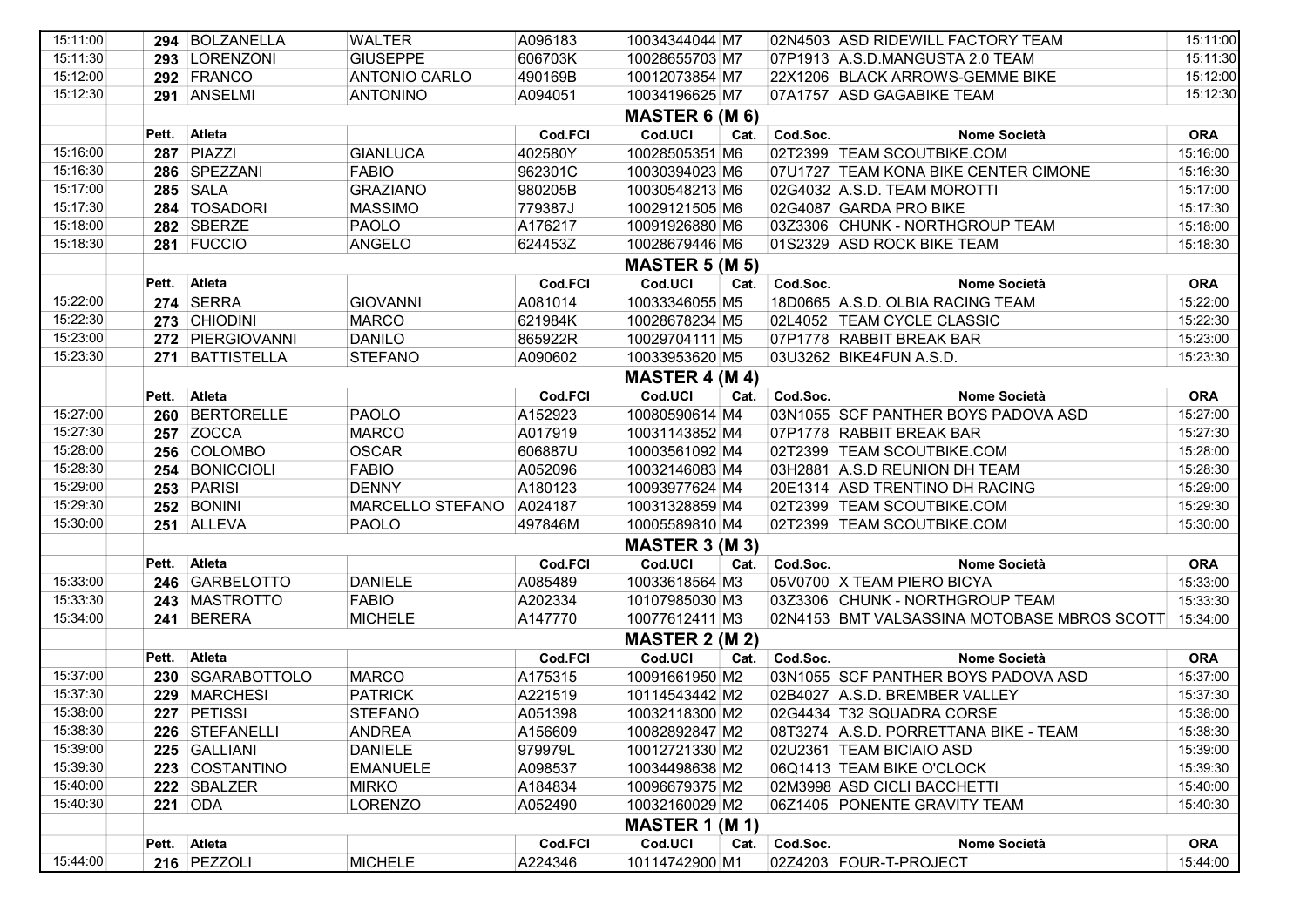| | Pett. | Atleta | | Cod.FCI | Cod.UCI | Cat. | Cod.Soc. | Nome Società | ORA |
|---|---|---|---|---|---|---|---|---|---|
| 15:11:00 | 294 | BOLZANELLA | WALTER | A096183 | 10034344044 | M7 | 02N4503 | ASD RIDEWILL FACTORY TEAM | 15:11:00 |
| 15:11:30 | 293 | LORENZONI | GIUSEPPE | 606703K | 10028655703 | M7 | 07P1913 | A.S.D.MANGUSTA 2.0 TEAM | 15:11:30 |
| 15:12:00 | 292 | FRANCO | ANTONIO CARLO | 490169B | 10012073854 | M7 | 22X1206 | BLACK ARROWS-GEMME BIKE | 15:12:00 |
| 15:12:30 | 291 | ANSELMI | ANTONINO | A094051 | 10034196625 | M7 | 07A1757 | ASD GAGABIKE TEAM | 15:12:30 |

## MASTER 6 (M 6)

| | Pett. | Atleta | | Cod.FCI | Cod.UCI | Cat. | Cod.Soc. | Nome Società | ORA |
|---|---|---|---|---|---|---|---|---|---|
| 15:16:00 | 287 | PIAZZI | GIANLUCA | 402580Y | 10028505351 | M6 | 02T2399 | TEAM SCOUTBIKE.COM | 15:16:00 |
| 15:16:30 | 286 | SPEZZANI | FABIO | 962301C | 10030394023 | M6 | 07U1727 | TEAM KONA BIKE CENTER CIMONE | 15:16:30 |
| 15:17:00 | 285 | SALA | GRAZIANO | 980205B | 10030548213 | M6 | 02G4032 | A.S.D. TEAM MOROTTI | 15:17:00 |
| 15:17:30 | 284 | TOSADORI | MASSIMO | 779387J | 10029121505 | M6 | 02G4087 | GARDA PRO BIKE | 15:17:30 |
| 15:18:00 | 282 | SBERZE | PAOLO | A176217 | 10091926880 | M6 | 03Z3306 | CHUNK - NORTHGROUP TEAM | 15:18:00 |
| 15:18:30 | 281 | FUCCIO | ANGELO | 624453Z | 10028679446 | M6 | 01S2329 | ASD ROCK BIKE TEAM | 15:18:30 |

## MASTER 5 (M 5)

| | Pett. | Atleta | | Cod.FCI | Cod.UCI | Cat. | Cod.Soc. | Nome Società | ORA |
|---|---|---|---|---|---|---|---|---|---|
| 15:22:00 | 274 | SERRA | GIOVANNI | A081014 | 10033346055 | M5 | 18D0665 | A.S.D. OLBIA RACING TEAM | 15:22:00 |
| 15:22:30 | 273 | CHIODINI | MARCO | 621984K | 10028678234 | M5 | 02L4052 | TEAM CYCLE CLASSIC | 15:22:30 |
| 15:23:00 | 272 | PIERGIOVANNI | DANILO | 865922R | 10029704111 | M5 | 07P1778 | RABBIT BREAK BAR | 15:23:00 |
| 15:23:30 | 271 | BATTISTELLA | STEFANO | A090602 | 10033953620 | M5 | 03U3262 | BIKE4FUN A.S.D. | 15:23:30 |

## MASTER 4 (M 4)

| | Pett. | Atleta | | Cod.FCI | Cod.UCI | Cat. | Cod.Soc. | Nome Società | ORA |
|---|---|---|---|---|---|---|---|---|---|
| 15:27:00 | 260 | BERTORELLE | PAOLO | A152923 | 10080590614 | M4 | 03N1055 | SCF PANTHER BOYS PADOVA ASD | 15:27:00 |
| 15:27:30 | 257 | ZOCCA | MARCO | A017919 | 10031143852 | M4 | 07P1778 | RABBIT BREAK BAR | 15:27:30 |
| 15:28:00 | 256 | COLOMBO | OSCAR | 606887U | 10003561092 | M4 | 02T2399 | TEAM SCOUTBIKE.COM | 15:28:00 |
| 15:28:30 | 254 | BONICCIOLI | FABIO | A052096 | 10032146083 | M4 | 03H2881 | A.S.D REUNION DH TEAM | 15:28:30 |
| 15:29:00 | 253 | PARISI | DENNY | A180123 | 10093977624 | M4 | 20E1314 | ASD TRENTINO DH RACING | 15:29:00 |
| 15:29:30 | 252 | BONINI | MARCELLO STEFANO | A024187 | 10031328859 | M4 | 02T2399 | TEAM SCOUTBIKE.COM | 15:29:30 |
| 15:30:00 | 251 | ALLEVA | PAOLO | 497846M | 10005589810 | M4 | 02T2399 | TEAM SCOUTBIKE.COM | 15:30:00 |

## MASTER 3 (M 3)

| | Pett. | Atleta | | Cod.FCI | Cod.UCI | Cat. | Cod.Soc. | Nome Società | ORA |
|---|---|---|---|---|---|---|---|---|---|
| 15:33:00 | 246 | GARBELOTTO | DANIELE | A085489 | 10033618564 | M3 | 05V0700 | X TEAM PIERO BICYA | 15:33:00 |
| 15:33:30 | 243 | MASTROTTO | FABIO | A202334 | 10107985030 | M3 | 03Z3306 | CHUNK - NORTHGROUP TEAM | 15:33:30 |
| 15:34:00 | 241 | BERERA | MICHELE | A147770 | 10077612411 | M3 | 02N4153 | BMT VALSASSINA MOTOBASE MBROS SCOTT | 15:34:00 |

## MASTER 2 (M 2)

| | Pett. | Atleta | | Cod.FCI | Cod.UCI | Cat. | Cod.Soc. | Nome Società | ORA |
|---|---|---|---|---|---|---|---|---|---|
| 15:37:00 | 230 | SGARABOTTOLO | MARCO | A175315 | 10091661950 | M2 | 03N1055 | SCF PANTHER BOYS PADOVA ASD | 15:37:00 |
| 15:37:30 | 229 | MARCHESI | PATRICK | A221519 | 10114543442 | M2 | 02B4027 | A.S.D. BREMBER VALLEY | 15:37:30 |
| 15:38:00 | 227 | PETISSI | STEFANO | A051398 | 10032118300 | M2 | 02G4434 | T32 SQUADRA CORSE | 15:38:00 |
| 15:38:30 | 226 | STEFANELLI | ANDREA | A156609 | 10082892847 | M2 | 08T3274 | A.S.D. PORRETTANA BIKE - TEAM | 15:38:30 |
| 15:39:00 | 225 | GALLIANI | DANIELE | 979979L | 10012721330 | M2 | 02U2361 | TEAM BICIAIO ASD | 15:39:00 |
| 15:39:30 | 223 | COSTANTINO | EMANUELE | A098537 | 10034498638 | M2 | 06Q1413 | TEAM BIKE O'CLOCK | 15:39:30 |
| 15:40:00 | 222 | SBALZER | MIRKO | A184834 | 10096679375 | M2 | 02M3998 | ASD CICLI BACCHETTI | 15:40:00 |
| 15:40:30 | 221 | ODA | LORENZO | A052490 | 10032160029 | M2 | 06Z1405 | PONENTE GRAVITY TEAM | 15:40:30 |

## MASTER 1 (M 1)

| | Pett. | Atleta | | Cod.FCI | Cod.UCI | Cat. | Cod.Soc. | Nome Società | ORA |
|---|---|---|---|---|---|---|---|---|---|
| 15:44:00 | 216 | PEZZOLI | MICHELE | A224346 | 10114742900 | M1 | 02Z4203 | FOUR-T-PROJECT | 15:44:00 |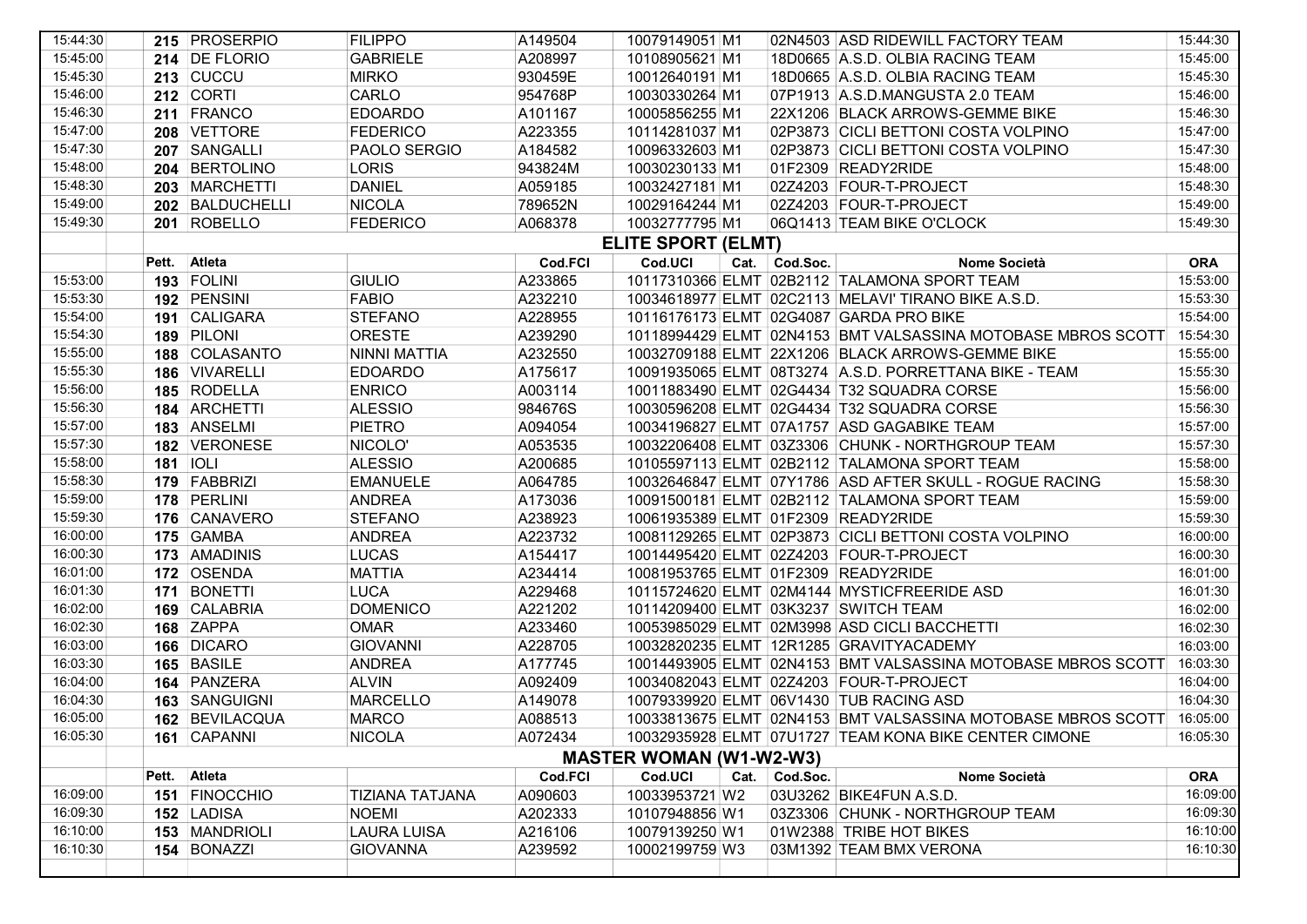| | Pett. | Atleta | | Cod.FCI | Cod.UCI | Cat. | Cod.Soc. | Nome Società | ORA |
|---|---|---|---|---|---|---|---|---|---|
| 15:44:30 | 215 | PROSERPIO | FILIPPO | A149504 | 10079149051 | M1 | 02N4503 | ASD RIDEWILL FACTORY TEAM | 15:44:30 |
| 15:45:00 | 214 | DE FLORIO | GABRIELE | A208997 | 10108905621 | M1 | 18D0665 | A.S.D. OLBIA RACING TEAM | 15:45:00 |
| 15:45:30 | 213 | CUCCU | MIRKO | 930459E | 10012640191 | M1 | 18D0665 | A.S.D. OLBIA RACING TEAM | 15:45:30 |
| 15:46:00 | 212 | CORTI | CARLO | 954768P | 10030330264 | M1 | 07P1913 | A.S.D.MANGUSTA 2.0 TEAM | 15:46:00 |
| 15:46:30 | 211 | FRANCO | EDOARDO | A101167 | 10005856255 | M1 | 22X1206 | BLACK ARROWS-GEMME BIKE | 15:46:30 |
| 15:47:00 | 208 | VETTORE | FEDERICO | A223355 | 10114281037 | M1 | 02P3873 | CICLI BETTONI COSTA VOLPINO | 15:47:00 |
| 15:47:30 | 207 | SANGALLI | PAOLO SERGIO | A184582 | 10096332603 | M1 | 02P3873 | CICLI BETTONI COSTA VOLPINO | 15:47:30 |
| 15:48:00 | 204 | BERTOLINO | LORIS | 943824M | 10030230133 | M1 | 01F2309 | READY2RIDE | 15:48:00 |
| 15:48:30 | 203 | MARCHETTI | DANIEL | A059185 | 10032427181 | M1 | 02Z4203 | FOUR-T-PROJECT | 15:48:30 |
| 15:49:00 | 202 | BALDUCHELLI | NICOLA | 789652N | 10029164244 | M1 | 02Z4203 | FOUR-T-PROJECT | 15:49:00 |
| 15:49:30 | 201 | ROBELLO | FEDERICO | A068378 | 10032777795 | M1 | 06Q1413 | TEAM BIKE O'CLOCK | 15:49:30 |

**ELITE SPORT (ELMT)**

| | Pett. | Atleta | | Cod.FCI | Cod.UCI | Cat. | Cod.Soc. | Nome Società | ORA |
|---|---|---|---|---|---|---|---|---|---|
| 15:53:00 | 193 | FOLINI | GIULIO | A233865 | 10117310366 | ELMT | 02B2112 | TALAMONA SPORT TEAM | 15:53:00 |
| 15:53:30 | 192 | PENSINI | FABIO | A232210 | 10034618977 | ELMT | 02C2113 | MELAVI' TIRANO BIKE A.S.D. | 15:53:30 |
| 15:54:00 | 191 | CALIGARA | STEFANO | A228955 | 10116176173 | ELMT | 02G4087 | GARDA PRO BIKE | 15:54:00 |
| 15:54:30 | 189 | PILONI | ORESTE | A239290 | 10118994429 | ELMT | 02N4153 | BMT VALSASSINA MOTOBASE MBROS SCOTT | 15:54:30 |
| 15:55:00 | 188 | COLASANTO | NINNI MATTIA | A232550 | 10032709188 | ELMT | 22X1206 | BLACK ARROWS-GEMME BIKE | 15:55:00 |
| 15:55:30 | 186 | VIVARELLI | EDOARDO | A175617 | 10091935065 | ELMT | 08T3274 | A.S.D. PORRETTANA BIKE - TEAM | 15:55:30 |
| 15:56:00 | 185 | RODELLA | ENRICO | A003114 | 10011883490 | ELMT | 02G4434 | T32 SQUADRA CORSE | 15:56:00 |
| 15:56:30 | 184 | ARCHETTI | ALESSIO | 984676S | 10030596208 | ELMT | 02G4434 | T32 SQUADRA CORSE | 15:56:30 |
| 15:57:00 | 183 | ANSELMI | PIETRO | A094054 | 10034196827 | ELMT | 07A1757 | ASD GAGABIKE TEAM | 15:57:00 |
| 15:57:30 | 182 | VERONESE | NICOLO' | A053535 | 10032206408 | ELMT | 03Z3306 | CHUNK - NORTHGROUP TEAM | 15:57:30 |
| 15:58:00 | 181 | IOLI | ALESSIO | A200685 | 10105597113 | ELMT | 02B2112 | TALAMONA SPORT TEAM | 15:58:00 |
| 15:58:30 | 179 | FABBRIZI | EMANUELE | A064785 | 10032646847 | ELMT | 07Y1786 | ASD AFTER SKULL - ROGUE RACING | 15:58:30 |
| 15:59:00 | 178 | PERLINI | ANDREA | A173036 | 10091500181 | ELMT | 02B2112 | TALAMONA SPORT TEAM | 15:59:00 |
| 15:59:30 | 176 | CANAVERO | STEFANO | A238923 | 10061935389 | ELMT | 01F2309 | READY2RIDE | 15:59:30 |
| 16:00:00 | 175 | GAMBA | ANDREA | A223732 | 10081129265 | ELMT | 02P3873 | CICLI BETTONI COSTA VOLPINO | 16:00:00 |
| 16:00:30 | 173 | AMADINIS | LUCAS | A154417 | 10014495420 | ELMT | 02Z4203 | FOUR-T-PROJECT | 16:00:30 |
| 16:01:00 | 172 | OSENDA | MATTIA | A234414 | 10081953765 | ELMT | 01F2309 | READY2RIDE | 16:01:00 |
| 16:01:30 | 171 | BONETTI | LUCA | A229468 | 10115724620 | ELMT | 02M4144 | MYSTICFREERIDE ASD | 16:01:30 |
| 16:02:00 | 169 | CALABRIA | DOMENICO | A221202 | 10114209400 | ELMT | 03K3237 | SWITCH TEAM | 16:02:00 |
| 16:02:30 | 168 | ZAPPA | OMAR | A233460 | 10053985029 | ELMT | 02M3998 | ASD CICLI BACCHETTI | 16:02:30 |
| 16:03:00 | 166 | DICARO | GIOVANNI | A228705 | 10032820235 | ELMT | 12R1285 | GRAVITYACADEMY | 16:03:00 |
| 16:03:30 | 165 | BASILE | ANDREA | A177745 | 10014493905 | ELMT | 02N4153 | BMT VALSASSINA MOTOBASE MBROS SCOTT | 16:03:30 |
| 16:04:00 | 164 | PANZERA | ALVIN | A092409 | 10034082043 | ELMT | 02Z4203 | FOUR-T-PROJECT | 16:04:00 |
| 16:04:30 | 163 | SANGUIGNI | MARCELLO | A149078 | 10079339920 | ELMT | 06V1430 | TUB RACING ASD | 16:04:30 |
| 16:05:00 | 162 | BEVILACQUA | MARCO | A088513 | 10033813675 | ELMT | 02N4153 | BMT VALSASSINA MOTOBASE MBROS SCOTT | 16:05:00 |
| 16:05:30 | 161 | CAPANNI | NICOLA | A072434 | 10032935928 | ELMT | 07U1727 | TEAM KONA BIKE CENTER CIMONE | 16:05:30 |

**MASTER WOMAN (W1-W2-W3)**

| | Pett. | Atleta | | Cod.FCI | Cod.UCI | Cat. | Cod.Soc. | Nome Società | ORA |
|---|---|---|---|---|---|---|---|---|---|
| 16:09:00 | 151 | FINOCCHIO | TIZIANA TATJANA | A090603 | 10033953721 | W2 | 03U3262 | BIKE4FUN A.S.D. | 16:09:00 |
| 16:09:30 | 152 | LADISA | NOEMI | A202333 | 10107948856 | W1 | 03Z3306 | CHUNK - NORTHGROUP TEAM | 16:09:30 |
| 16:10:00 | 153 | MANDRIOLI | LAURA LUISA | A216106 | 10079139250 | W1 | 01W2388 | TRIBE HOT BIKES | 16:10:00 |
| 16:10:30 | 154 | BONAZZI | GIOVANNA | A239592 | 10002199759 | W3 | 03M1392 | TEAM BMX VERONA | 16:10:30 |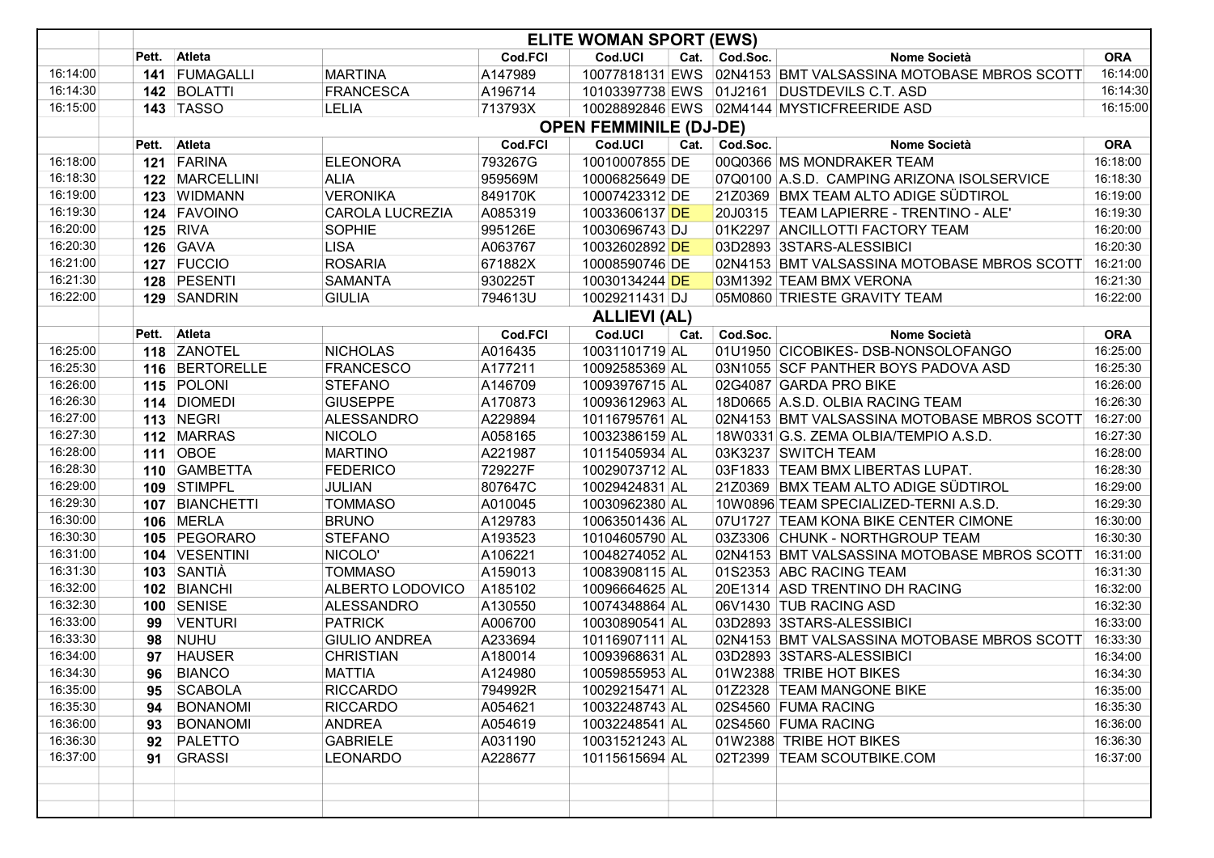| | | Pett. | Atleta | | Cod.FCI | Cod.UCI | Cat. | Cod.Soc. | Nome Società | ORA |
|---|---|---|---|---|---|---|---|---|---|---|
| | | | | | | **ELITE WOMAN SPORT (EWS)** | | | | |
| 16:14:00 | | 141 | FUMAGALLI | MARTINA | A147989 | 10077818131 | EWS | 02N4153 | BMT VALSASSINA MOTOBASE MBROS SCOTT | 16:14:00 |
| 16:14:30 | | 142 | BOLATTI | FRANCESCA | A196714 | 10103397738 | EWS | 01J2161 | DUSTDEVILS C.T. ASD | 16:14:30 |
| 16:15:00 | | 143 | TASSO | LELIA | 713793X | 10028892846 | EWS | 02M4144 | MYSTICFREERIDE ASD | 16:15:00 |
| | | | | | | **OPEN FEMMINILE (DJ-DE)** | | | | |
| | | Pett. | Atleta | | Cod.FCI | Cod.UCI | Cat. | Cod.Soc. | Nome Società | ORA |
| 16:18:00 | | 121 | FARINA | ELEONORA | 793267G | 10010007855 | DE | 00Q0366 | MS MONDRAKER TEAM | 16:18:00 |
| 16:18:30 | | 122 | MARCELLINI | ALIA | 959569M | 10006825649 | DE | 07Q0100 | A.S.D. CAMPING ARIZONA ISOLSERVICE | 16:18:30 |
| 16:19:00 | | 123 | WIDMANN | VERONIKA | 849170K | 10007423312 | DE | 21Z0369 | BMX TEAM ALTO ADIGE SÜDTIROL | 16:19:00 |
| 16:19:30 | | 124 | FAVOINO | CAROLA LUCREZIA | A085319 | 10033606137 | DE | 20J0315 | TEAM LAPIERRE - TRENTINO - ALE' | 16:19:30 |
| 16:20:00 | | 125 | RIVA | SOPHIE | 995126E | 10030696743 | DJ | 01K2297 | ANCILLOTTI FACTORY TEAM | 16:20:00 |
| 16:20:30 | | 126 | GAVA | LISA | A063767 | 10032602892 | DE | 03D2893 | 3STARS-ALESSIBICI | 16:20:30 |
| 16:21:00 | | 127 | FUCCIO | ROSARIA | 671882X | 10008590746 | DE | 02N4153 | BMT VALSASSINA MOTOBASE MBROS SCOTT | 16:21:00 |
| 16:21:30 | | 128 | PESENTI | SAMANTA | 930225T | 10030134244 | DE | 03M1392 | TEAM BMX VERONA | 16:21:30 |
| 16:22:00 | | 129 | SANDRIN | GIULIA | 794613U | 10029211431 | DJ | 05M0860 | TRIESTE GRAVITY TEAM | 16:22:00 |
| | | | | | | **ALLIEVI (AL)** | | | | |
| | | Pett. | Atleta | | Cod.FCI | Cod.UCI | Cat. | Cod.Soc. | Nome Società | ORA |
| 16:25:00 | | 118 | ZANOTEL | NICHOLAS | A016435 | 10031101719 | AL | 01U1950 | CICOBIKES- DSB-NONSOLOFANGO | 16:25:00 |
| 16:25:30 | | 116 | BERTORELLE | FRANCESCO | A177211 | 10092585369 | AL | 03N1055 | SCF PANTHER BOYS PADOVA ASD | 16:25:30 |
| 16:26:00 | | 115 | POLONI | STEFANO | A146709 | 10093976715 | AL | 02G4087 | GARDA PRO BIKE | 16:26:00 |
| 16:26:30 | | 114 | DIOMEDI | GIUSEPPE | A170873 | 10093612963 | AL | 18D0665 | A.S.D. OLBIA RACING TEAM | 16:26:30 |
| 16:27:00 | | 113 | NEGRI | ALESSANDRO | A229894 | 10116795761 | AL | 02N4153 | BMT VALSASSINA MOTOBASE MBROS SCOTT | 16:27:00 |
| 16:27:30 | | 112 | MARRAS | NICOLO | A058165 | 10032386159 | AL | 18W0331 | G.S. ZEMA OLBIA/TEMPIO A.S.D. | 16:27:30 |
| 16:28:00 | | 111 | OBOE | MARTINO | A221987 | 10115405934 | AL | 03K3237 | SWITCH TEAM | 16:28:00 |
| 16:28:30 | | 110 | GAMBETTA | FEDERICO | 729227F | 10029073712 | AL | 03F1833 | TEAM BMX LIBERTAS LUPAT. | 16:28:30 |
| 16:29:00 | | 109 | STIMPFL | JULIAN | 807647C | 10029424831 | AL | 21Z0369 | BMX TEAM ALTO ADIGE SÜDTIROL | 16:29:00 |
| 16:29:30 | | 107 | BIANCHETTI | TOMMASO | A010045 | 10030962380 | AL | 10W0896 | TEAM SPECIALIZED-TERNI A.S.D. | 16:29:30 |
| 16:30:00 | | 106 | MERLA | BRUNO | A129783 | 10063501436 | AL | 07U1727 | TEAM KONA BIKE CENTER CIMONE | 16:30:00 |
| 16:30:30 | | 105 | PEGORARO | STEFANO | A193523 | 10104605790 | AL | 03Z3306 | CHUNK - NORTHGROUP TEAM | 16:30:30 |
| 16:31:00 | | 104 | VESENTINI | NICOLO' | A106221 | 10048274052 | AL | 02N4153 | BMT VALSASSINA MOTOBASE MBROS SCOTT | 16:31:00 |
| 16:31:30 | | 103 | SANTIÀ | TOMMASO | A159013 | 10083908115 | AL | 01S2353 | ABC RACING TEAM | 16:31:30 |
| 16:32:00 | | 102 | BIANCHI | ALBERTO LODOVICO | A185102 | 10096664625 | AL | 20E1314 | ASD TRENTINO DH RACING | 16:32:00 |
| 16:32:30 | | 100 | SENISE | ALESSANDRO | A130550 | 10074348864 | AL | 06V1430 | TUB RACING ASD | 16:32:30 |
| 16:33:00 | | 99 | VENTURI | PATRICK | A006700 | 10030890541 | AL | 03D2893 | 3STARS-ALESSIBICI | 16:33:00 |
| 16:33:30 | | 98 | NUHU | GIULIO ANDREA | A233694 | 10116907111 | AL | 02N4153 | BMT VALSASSINA MOTOBASE MBROS SCOTT | 16:33:30 |
| 16:34:00 | | 97 | HAUSER | CHRISTIAN | A180014 | 10093968631 | AL | 03D2893 | 3STARS-ALESSIBICI | 16:34:00 |
| 16:34:30 | | 96 | BIANCO | MATTIA | A124980 | 10059855953 | AL | 01W2388 | TRIBE HOT BIKES | 16:34:30 |
| 16:35:00 | | 95 | SCABOLA | RICCARDO | 794992R | 10029215471 | AL | 01Z2328 | TEAM MANGONE BIKE | 16:35:00 |
| 16:35:30 | | 94 | BONANOMI | RICCARDO | A054621 | 10032248743 | AL | 02S4560 | FUMA RACING | 16:35:30 |
| 16:36:00 | | 93 | BONANOMI | ANDREA | A054619 | 10032248541 | AL | 02S4560 | FUMA RACING | 16:36:00 |
| 16:36:30 | | 92 | PALETTO | GABRIELE | A031190 | 10031521243 | AL | 01W2388 | TRIBE HOT BIKES | 16:36:30 |
| 16:37:00 | | 91 | GRASSI | LEONARDO | A228677 | 10115615694 | AL | 02T2399 | TEAM SCOUTBIKE.COM | 16:37:00 |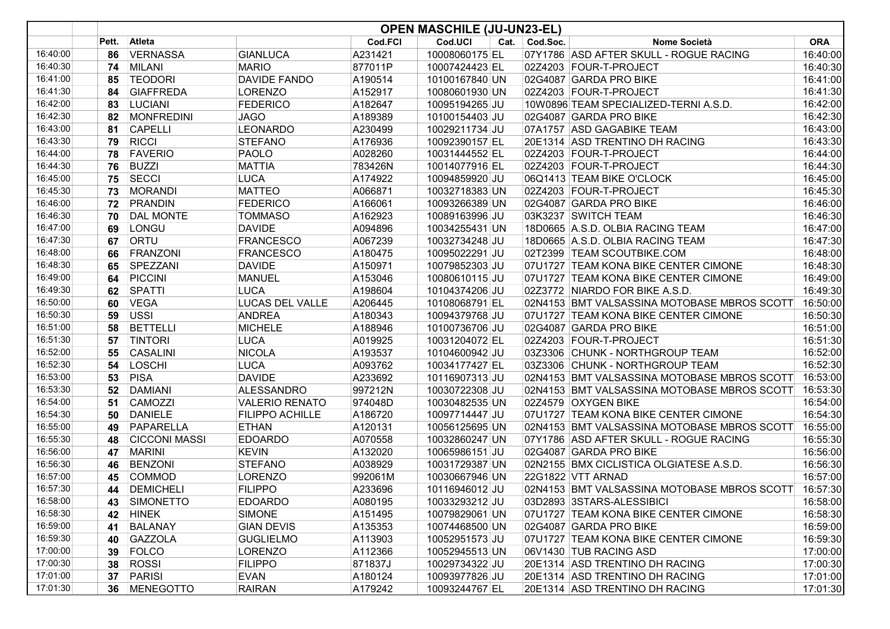| | | | | | | | | | |
|---|---|---|---|---|---|---|---|---|---|
| | **OPEN MASCHILE (JU-UN23-EL)** | | | | | | | | |
| | **Pett.** | **Atleta** | | **Cod.FCI** | **Cod.UCI** | **Cat.** | **Cod.Soc.** | **Nome Società** | **ORA** |
| 16:40:00 | 86 | VERNASSA | GIANLUCA | A231421 | 10008060175 | EL | 07Y1786 | ASD AFTER SKULL - ROGUE RACING | 16:40:00 |
| 16:40:30 | 74 | MILANI | MARIO | 877011P | 10007424423 | EL | 02Z4203 | FOUR-T-PROJECT | 16:40:30 |
| 16:41:00 | 85 | TEODORI | DAVIDE FANDO | A190514 | 10100167840 | UN | 02G4087 | GARDA PRO BIKE | 16:41:00 |
| 16:41:30 | 84 | GIAFFREDA | LORENZO | A152917 | 10080601930 | UN | 02Z4203 | FOUR-T-PROJECT | 16:41:30 |
| 16:42:00 | 83 | LUCIANI | FEDERICO | A182647 | 10095194265 | JU | 10W0896 | TEAM SPECIALIZED-TERNI A.S.D. | 16:42:00 |
| 16:42:30 | 82 | MONFREDINI | JAGO | A189389 | 10100154403 | JU | 02G4087 | GARDA PRO BIKE | 16:42:30 |
| 16:43:00 | 81 | CAPELLI | LEONARDO | A230499 | 10029211734 | JU | 07A1757 | ASD GAGABIKE TEAM | 16:43:00 |
| 16:43:30 | 79 | RICCI | STEFANO | A176936 | 10092390157 | EL | 20E1314 | ASD TRENTINO DH RACING | 16:43:30 |
| 16:44:00 | 78 | FAVERIO | PAOLO | A028260 | 10031444552 | EL | 02Z4203 | FOUR-T-PROJECT | 16:44:00 |
| 16:44:30 | 76 | BUZZI | MATTIA | 783426N | 10014077916 | EL | 02Z4203 | FOUR-T-PROJECT | 16:44:30 |
| 16:45:00 | 75 | SECCI | LUCA | A174922 | 10094859920 | JU | 06Q1413 | TEAM BIKE O'CLOCK | 16:45:00 |
| 16:45:30 | 73 | MORANDI | MATTEO | A066871 | 10032718383 | UN | 02Z4203 | FOUR-T-PROJECT | 16:45:30 |
| 16:46:00 | 72 | PRANDIN | FEDERICO | A166061 | 10093266389 | UN | 02G4087 | GARDA PRO BIKE | 16:46:00 |
| 16:46:30 | 70 | DAL MONTE | TOMMASO | A162923 | 10089163996 | JU | 03K3237 | SWITCH TEAM | 16:46:30 |
| 16:47:00 | 69 | LONGU | DAVIDE | A094896 | 10034255431 | UN | 18D0665 | A.S.D. OLBIA RACING TEAM | 16:47:00 |
| 16:47:30 | 67 | ORTU | FRANCESCO | A067239 | 10032734248 | JU | 18D0665 | A.S.D. OLBIA RACING TEAM | 16:47:30 |
| 16:48:00 | 66 | FRANZONI | FRANCESCO | A180475 | 10095022291 | JU | 02T2399 | TEAM SCOUTBIKE.COM | 16:48:00 |
| 16:48:30 | 65 | SPEZZANI | DAVIDE | A150971 | 10079852303 | JU | 07U1727 | TEAM KONA BIKE CENTER CIMONE | 16:48:30 |
| 16:49:00 | 64 | PICCINI | MANUEL | A153046 | 10080610115 | JU | 07U1727 | TEAM KONA BIKE CENTER CIMONE | 16:49:00 |
| 16:49:30 | 62 | SPATTI | LUCA | A198604 | 10104374206 | JU | 02Z3772 | NIARDO FOR BIKE A.S.D. | 16:49:30 |
| 16:50:00 | 60 | VEGA | LUCAS DEL VALLE | A206445 | 10108068791 | EL | 02N4153 | BMT VALSASSINA MOTOBASE MBROS SCOTT | 16:50:00 |
| 16:50:30 | 59 | USSI | ANDREA | A180343 | 10094379768 | JU | 07U1727 | TEAM KONA BIKE CENTER CIMONE | 16:50:30 |
| 16:51:00 | 58 | BETTELLI | MICHELE | A188946 | 10100736706 | JU | 02G4087 | GARDA PRO BIKE | 16:51:00 |
| 16:51:30 | 57 | TINTORI | LUCA | A019925 | 10031204072 | EL | 02Z4203 | FOUR-T-PROJECT | 16:51:30 |
| 16:52:00 | 55 | CASALINI | NICOLA | A193537 | 10104600942 | JU | 03Z3306 | CHUNK - NORTHGROUP TEAM | 16:52:00 |
| 16:52:30 | 54 | LOSCHI | LUCA | A093762 | 10034177427 | EL | 03Z3306 | CHUNK - NORTHGROUP TEAM | 16:52:30 |
| 16:53:00 | 53 | PISA | DAVIDE | A233692 | 10116907313 | JU | 02N4153 | BMT VALSASSINA MOTOBASE MBROS SCOTT | 16:53:00 |
| 16:53:30 | 52 | DAMIANI | ALESSANDRO | 997212N | 10030722308 | JU | 02N4153 | BMT VALSASSINA MOTOBASE MBROS SCOTT | 16:53:30 |
| 16:54:00 | 51 | CAMOZZI | VALERIO RENATO | 974048D | 10030482535 | UN | 02Z4579 | OXYGEN BIKE | 16:54:00 |
| 16:54:30 | 50 | DANIELE | FILIPPO ACHILLE | A186720 | 10097714447 | JU | 07U1727 | TEAM KONA BIKE CENTER CIMONE | 16:54:30 |
| 16:55:00 | 49 | PAPARELLA | ETHAN | A120131 | 10056125695 | UN | 02N4153 | BMT VALSASSINA MOTOBASE MBROS SCOTT | 16:55:00 |
| 16:55:30 | 48 | CICCONI MASSI | EDOARDO | A070558 | 10032860247 | UN | 07Y1786 | ASD AFTER SKULL - ROGUE RACING | 16:55:30 |
| 16:56:00 | 47 | MARINI | KEVIN | A132020 | 10065986151 | JU | 02G4087 | GARDA PRO BIKE | 16:56:00 |
| 16:56:30 | 46 | BENZONI | STEFANO | A038929 | 10031729387 | UN | 02N2155 | BMX CICLISTICA OLGIATESE A.S.D. | 16:56:30 |
| 16:57:00 | 45 | COMMOD | LORENZO | 992061M | 10030667946 | UN | 22G1822 | VTT ARNAD | 16:57:00 |
| 16:57:30 | 44 | DEMICHELI | FILIPPO | A233696 | 10116946012 | JU | 02N4153 | BMT VALSASSINA MOTOBASE MBROS SCOTT | 16:57:30 |
| 16:58:00 | 43 | SIMONETTO | EDOARDO | A080195 | 10033293212 | JU | 03D2893 | 3STARS-ALESSIBICI | 16:58:00 |
| 16:58:30 | 42 | HINEK | SIMONE | A151495 | 10079829061 | UN | 07U1727 | TEAM KONA BIKE CENTER CIMONE | 16:58:30 |
| 16:59:00 | 41 | BALANAY | GIAN DEVIS | A135353 | 10074468500 | UN | 02G4087 | GARDA PRO BIKE | 16:59:00 |
| 16:59:30 | 40 | GAZZOLA | GUGLIELMO | A113903 | 10052951573 | JU | 07U1727 | TEAM KONA BIKE CENTER CIMONE | 16:59:30 |
| 17:00:00 | 39 | FOLCO | LORENZO | A112366 | 10052945513 | UN | 06V1430 | TUB RACING ASD | 17:00:00 |
| 17:00:30 | 38 | ROSSI | FILIPPO | 871837J | 10029734322 | JU | 20E1314 | ASD TRENTINO DH RACING | 17:00:30 |
| 17:01:00 | 37 | PARISI | EVAN | A180124 | 10093977826 | JU | 20E1314 | ASD TRENTINO DH RACING | 17:01:00 |
| 17:01:30 | 36 | MENEGOTTO | RAIRAN | A179242 | 10093244767 | EL | 20E1314 | ASD TRENTINO DH RACING | 17:01:30 |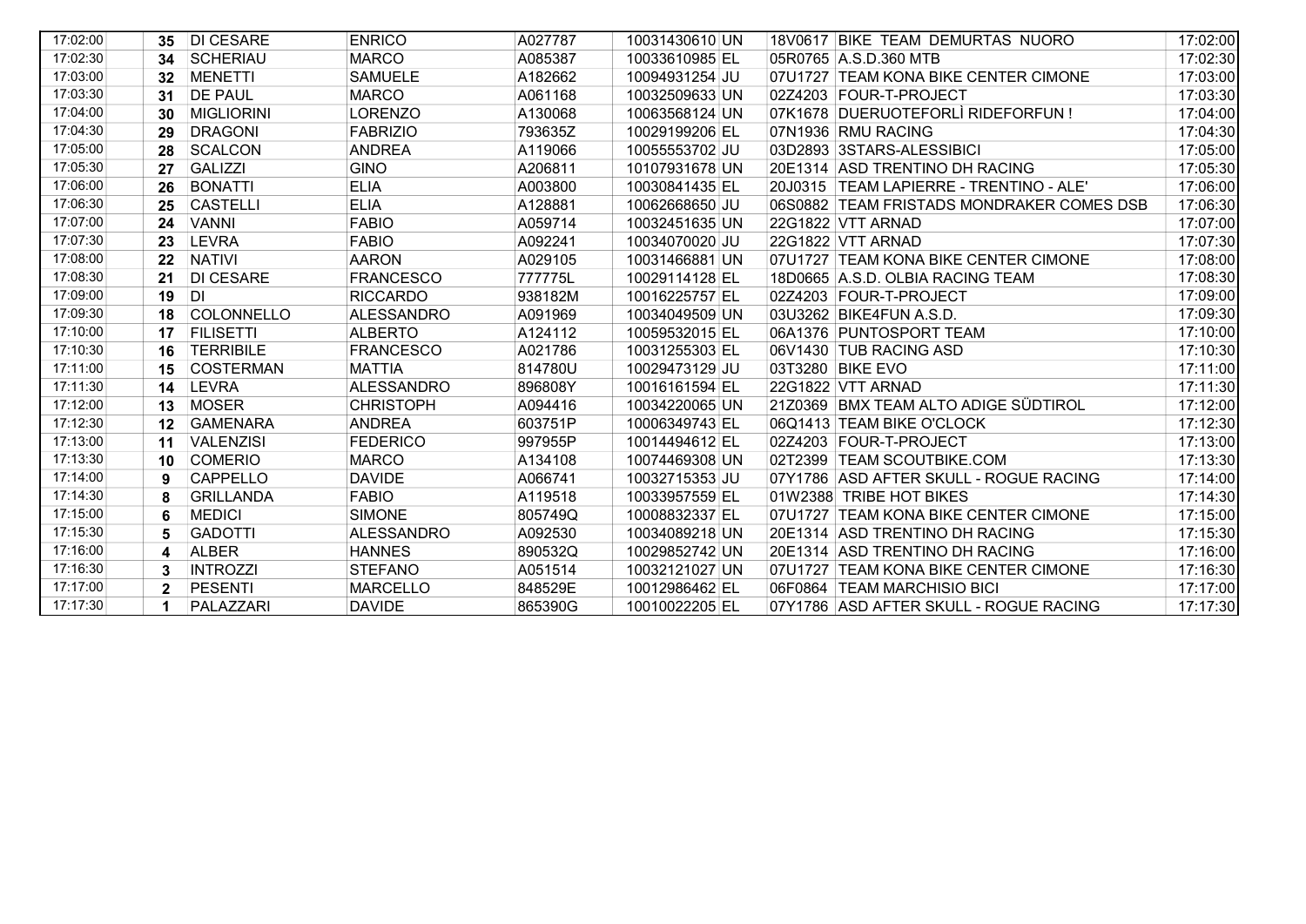| | | | | | | | | | |
|---|---|---|---|---|---|---|---|---|---|
| 17:02:00 | 35 | DI CESARE | ENRICO | A027787 | 10031430610 | UN | 18V0617 | BIKE TEAM DEMURTAS NUORO | 17:02:00 |
| 17:02:30 | 34 | SCHERIAU | MARCO | A085387 | 10033610985 | EL | 05R0765 | A.S.D.360 MTB | 17:02:30 |
| 17:03:00 | 32 | MENETTI | SAMUELE | A182662 | 10094931254 | JU | 07U1727 | TEAM KONA BIKE CENTER CIMONE | 17:03:00 |
| 17:03:30 | 31 | DE PAUL | MARCO | A061168 | 10032509633 | UN | 02Z4203 | FOUR-T-PROJECT | 17:03:30 |
| 17:04:00 | 30 | MIGLIORINI | LORENZO | A130068 | 10063568124 | UN | 07K1678 | DUERUOTEFORLÌ RIDEFORFUN ! | 17:04:00 |
| 17:04:30 | 29 | DRAGONI | FABRIZIO | 793635Z | 10029199206 | EL | 07N1936 | RMU RACING | 17:04:30 |
| 17:05:00 | 28 | SCALCON | ANDREA | A119066 | 10055553702 | JU | 03D2893 | 3STARS-ALESSIBICI | 17:05:00 |
| 17:05:30 | 27 | GALIZZI | GINO | A206811 | 10107931678 | UN | 20E1314 | ASD TRENTINO DH RACING | 17:05:30 |
| 17:06:00 | 26 | BONATTI | ELIA | A003800 | 10030841435 | EL | 20J0315 | TEAM LAPIERRE - TRENTINO - ALE' | 17:06:00 |
| 17:06:30 | 25 | CASTELLI | ELIA | A128881 | 10062668650 | JU | 06S0882 | TEAM FRISTADS MONDRAKER COMES DSB | 17:06:30 |
| 17:07:00 | 24 | VANNI | FABIO | A059714 | 10032451635 | UN | 22G1822 | VTT ARNAD | 17:07:00 |
| 17:07:30 | 23 | LEVRA | FABIO | A092241 | 10034070020 | JU | 22G1822 | VTT ARNAD | 17:07:30 |
| 17:08:00 | 22 | NATIVI | AARON | A029105 | 10031466881 | UN | 07U1727 | TEAM KONA BIKE CENTER CIMONE | 17:08:00 |
| 17:08:30 | 21 | DI CESARE | FRANCESCO | 777775L | 10029114128 | EL | 18D0665 | A.S.D. OLBIA RACING TEAM | 17:08:30 |
| 17:09:00 | 19 | DI | RICCARDO | 938182M | 10016225757 | EL | 02Z4203 | FOUR-T-PROJECT | 17:09:00 |
| 17:09:30 | 18 | COLONNELLO | ALESSANDRO | A091969 | 10034049509 | UN | 03U3262 | BIKE4FUN A.S.D. | 17:09:30 |
| 17:10:00 | 17 | FILISETTI | ALBERTO | A124112 | 10059532015 | EL | 06A1376 | PUNTOSPORT TEAM | 17:10:00 |
| 17:10:30 | 16 | TERRIBILE | FRANCESCO | A021786 | 10031255303 | EL | 06V1430 | TUB RACING ASD | 17:10:30 |
| 17:11:00 | 15 | COSTERMAN | MATTIA | 814780U | 10029473129 | JU | 03T3280 | BIKE EVO | 17:11:00 |
| 17:11:30 | 14 | LEVRA | ALESSANDRO | 896808Y | 10016161594 | EL | 22G1822 | VTT ARNAD | 17:11:30 |
| 17:12:00 | 13 | MOSER | CHRISTOPH | A094416 | 10034220065 | UN | 21Z0369 | BMX TEAM ALTO ADIGE SÜDTIROL | 17:12:00 |
| 17:12:30 | 12 | GAMENARA | ANDREA | 603751P | 10006349743 | EL | 06Q1413 | TEAM BIKE O'CLOCK | 17:12:30 |
| 17:13:00 | 11 | VALENZISI | FEDERICO | 997955P | 10014494612 | EL | 02Z4203 | FOUR-T-PROJECT | 17:13:00 |
| 17:13:30 | 10 | COMERIO | MARCO | A134108 | 10074469308 | UN | 02T2399 | TEAM SCOUTBIKE.COM | 17:13:30 |
| 17:14:00 | 9 | CAPPELLO | DAVIDE | A066741 | 10032715353 | JU | 07Y1786 | ASD AFTER SKULL - ROGUE RACING | 17:14:00 |
| 17:14:30 | 8 | GRILLANDA | FABIO | A119518 | 10033957559 | EL | 01W2388 | TRIBE HOT BIKES | 17:14:30 |
| 17:15:00 | 6 | MEDICI | SIMONE | 805749Q | 10008832337 | EL | 07U1727 | TEAM KONA BIKE CENTER CIMONE | 17:15:00 |
| 17:15:30 | 5 | GADOTTI | ALESSANDRO | A092530 | 10034089218 | UN | 20E1314 | ASD TRENTINO DH RACING | 17:15:30 |
| 17:16:00 | 4 | ALBER | HANNES | 890532Q | 10029852742 | UN | 20E1314 | ASD TRENTINO DH RACING | 17:16:00 |
| 17:16:30 | 3 | INTROZZI | STEFANO | A051514 | 10032121027 | UN | 07U1727 | TEAM KONA BIKE CENTER CIMONE | 17:16:30 |
| 17:17:00 | 2 | PESENTI | MARCELLO | 848529E | 10012986462 | EL | 06F0864 | TEAM MARCHISIO BICI | 17:17:00 |
| 17:17:30 | 1 | PALAZZARI | DAVIDE | 865390G | 10010022205 | EL | 07Y1786 | ASD AFTER SKULL - ROGUE RACING | 17:17:30 |